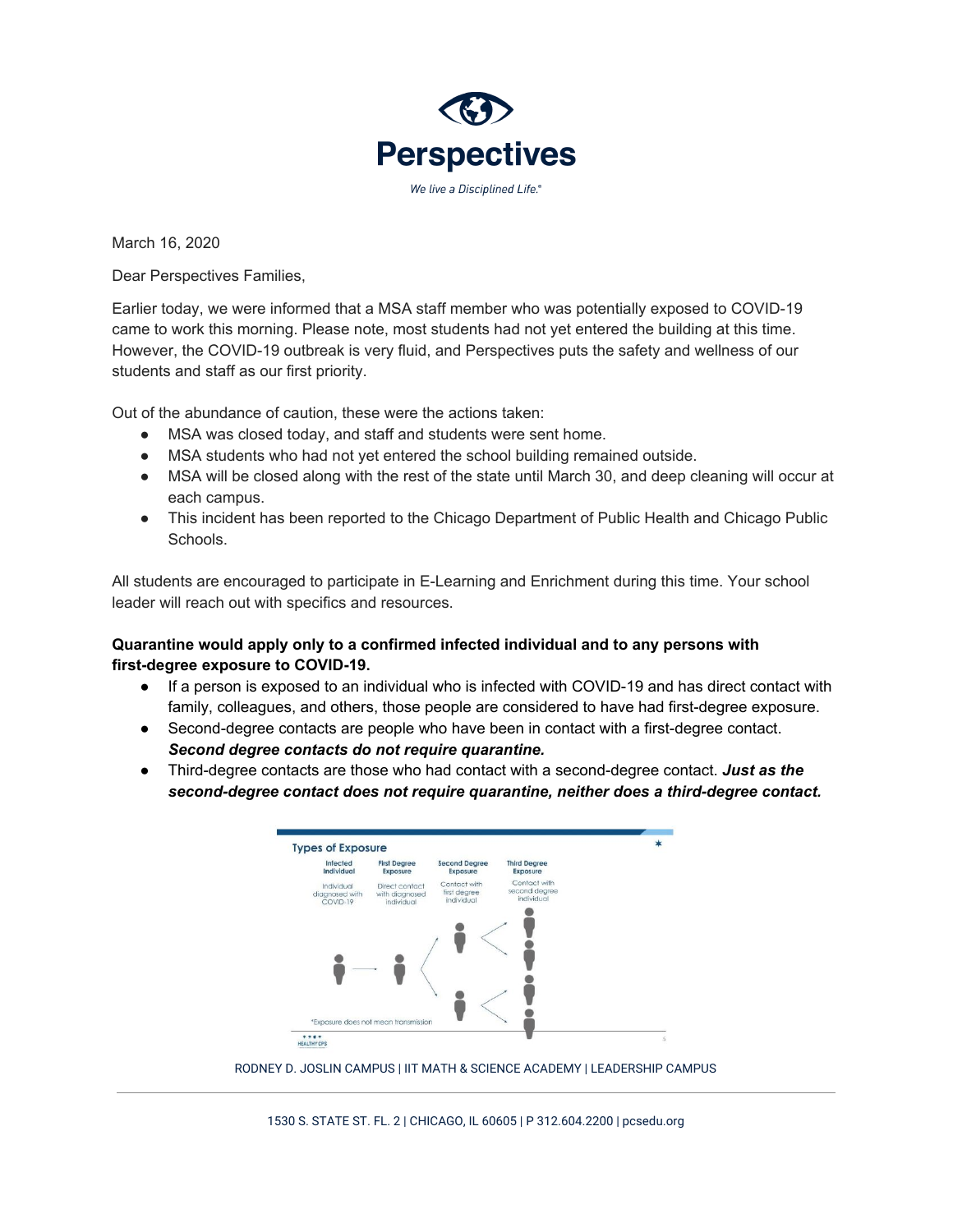# Perspectives

*We live a Disciplined Life.®*

March 16, 2020

Dear Perspectives Families,

Earlier today, we were informed that a MSA staff member who was potentially exposed to COVID-19 came to work this morning. Please note, most students had not yet entered the building at this time. However, the COVID-19 outbreak is very fluid, and Perspectives puts the safety and wellness of our students and staff as our first priority.

Out of the abundance of caution, these were the actions taken:

- MSA was closed today, and staff and students were sent home.
- MSA students who had not yet entered the school building remained outside.
- MSA will be closed along with the rest of the state until March 30, and deep cleaning will occur at each campus.
- This incident has been reported to the Chicago Department of Public Health and Chicago Public Schools.

All students are encouraged to participate in E-Learning and Enrichment during this time. Your school leader will reach out with specifics and resources.

**Quarantine would apply only to a confirmed infected individual and to any persons with first-degree exposure to COVID-19.**

- If a person is exposed to an individual who is infected with COVID-19 and has direct contact with family, colleagues, and others, those people are considered to have had first-degree exposure.
- Second-degree contacts are people who have been in contact with a first-degree contact. ***Second degree contacts do not require quarantine.***
- Third-degree contacts are those who had contact with a second-degree contact. ***Just as the second-degree contact does not require quarantine, neither does a third-degree contact.***

**Types of Exposure**

| Infected Individual | First Degree Exposure | Second Degree Exposure | Third Degree Exposure |
| --- | --- | --- | --- |
| Individual diagnosed with COVID-19 | Direct contact with diagnosed individual | Contact with first degree individual | Contact with second degree individual |

*Exposure does not mean transmission

RODNEY D. JOSLIN CAMPUS | IIT MATH & SCIENCE ACADEMY | LEADERSHIP CAMPUS

1530 S. STATE ST. FL. 2 | CHICAGO, IL 60605 | P 312.604.2200 | pcsedu.org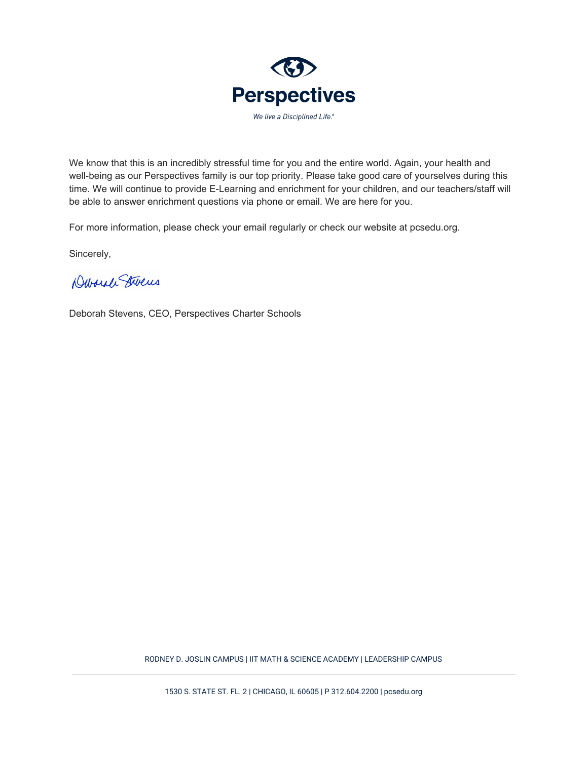**Perspectives**

*We live a Disciplined Life.®*

We know that this is an incredibly stressful time for you and the entire world. Again, your health and well-being as our Perspectives family is our top priority. Please take good care of yourselves during this time. We will continue to provide E-Learning and enrichment for your children, and our teachers/staff will be able to answer enrichment questions via phone or email. We are here for you.

For more information, please check your email regularly or check our website at pcsedu.org.

Sincerely,

Deborah Stevens

Deborah Stevens, CEO, Perspectives Charter Schools

RODNEY D. JOSLIN CAMPUS | IIT MATH & SCIENCE ACADEMY | LEADERSHIP CAMPUS

1530 S. STATE ST. FL. 2 | CHICAGO, IL 60605 | P 312.604.2200 | pcsedu.org